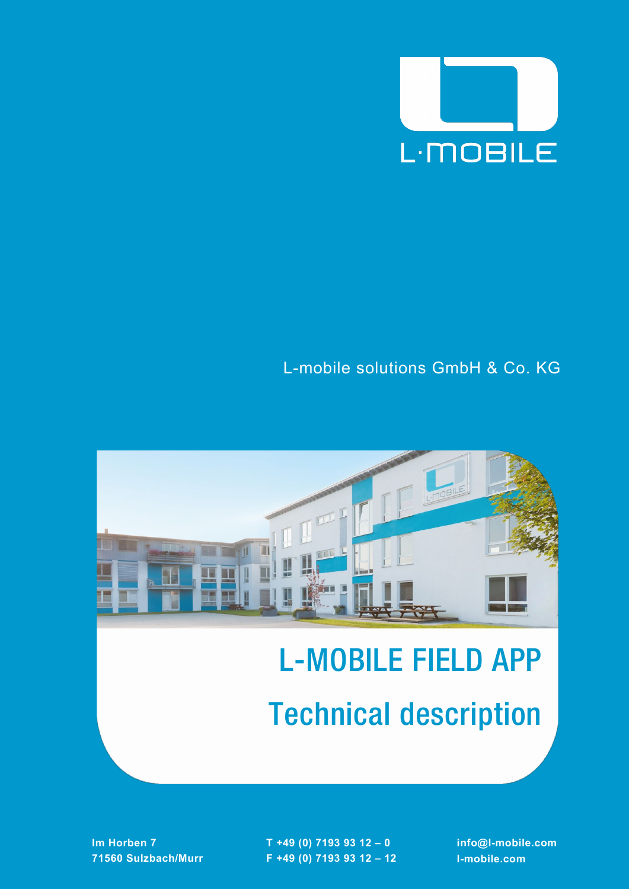L·MOBILE

L-mobile solutions GmbH & Co. KG

# L-MOBILE FIELD APP

## Technical description

Im Horben 7
71560 Sulzbach/Murr

T +49 (0) 7193 93 12 – 0
F +49 (0) 7193 93 12 – 12

info@l-mobile.com
l-mobile.com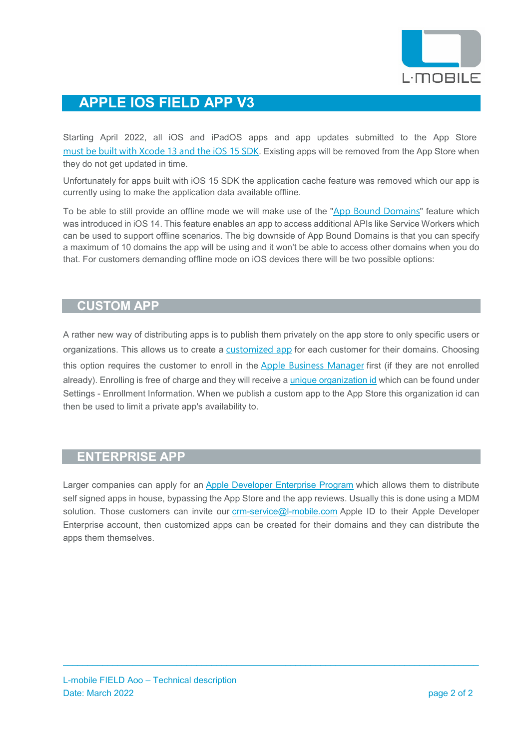# APPLE IOS FIELD APP V3

Starting April 2022, all iOS and iPadOS apps and app updates submitted to the App Store must be built with Xcode 13 and the iOS 15 SDK. Existing apps will be removed from the App Store when they do not get updated in time.

Unfortunately for apps built with iOS 15 SDK the application cache feature was removed which our app is currently using to make the application data available offline.

To be able to still provide an offline mode we will make use of the "App Bound Domains" feature which was introduced in iOS 14. This feature enables an app to access additional APIs like Service Workers which can be used to support offline scenarios. The big downside of App Bound Domains is that you can specify a maximum of 10 domains the app will be using and it won't be able to access other domains when you do that. For customers demanding offline mode on iOS devices there will be two possible options:

## CUSTOM APP

A rather new way of distributing apps is to publish them privately on the app store to only specific users or organizations. This allows us to create a customized app for each customer for their domains. Choosing this option requires the customer to enroll in the Apple Business Manager first (if they are not enrolled already). Enrolling is free of charge and they will receive a unique organization id which can be found under Settings - Enrollment Information. When we publish a custom app to the App Store this organization id can then be used to limit a private app's availability to.

## ENTERPRISE APP

Larger companies can apply for an Apple Developer Enterprise Program which allows them to distribute self signed apps in house, bypassing the App Store and the app reviews. Usually this is done using a MDM solution. Those customers can invite our crm-service@l-mobile.com Apple ID to their Apple Developer Enterprise account, then customized apps can be created for their domains and they can distribute the apps them themselves.